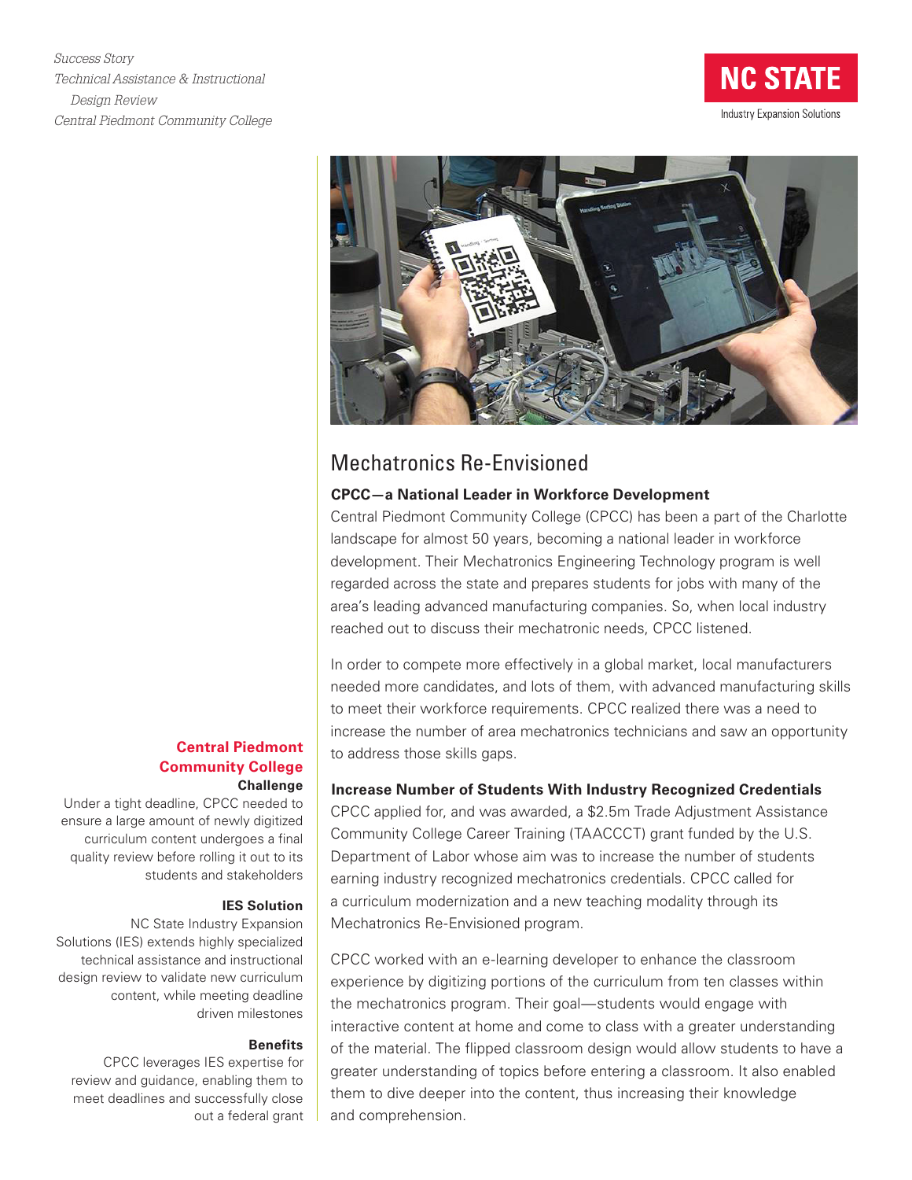*Success Story*
*Technical Assistance & Instructional Design Review*
*Central Piedmont Community College*

NC STATE
Industry Expansion Solutions

# Mechatronics Re-Envisioned

### CPCC—a National Leader in Workforce Development

Central Piedmont Community College (CPCC) has been a part of the Charlotte landscape for almost 50 years, becoming a national leader in workforce development. Their Mechatronics Engineering Technology program is well regarded across the state and prepares students for jobs with many of the area's leading advanced manufacturing companies. So, when local industry reached out to discuss their mechatronic needs, CPCC listened.

In order to compete more effectively in a global market, local manufacturers needed more candidates, and lots of them, with advanced manufacturing skills to meet their workforce requirements. CPCC realized there was a need to increase the number of area mechatronics technicians and saw an opportunity to address those skills gaps.

### Increase Number of Students With Industry Recognized Credentials

CPCC applied for, and was awarded, a $2.5m Trade Adjustment Assistance Community College Career Training (TAACCCT) grant funded by the U.S. Department of Labor whose aim was to increase the number of students earning industry recognized mechatronics credentials. CPCC called for a curriculum modernization and a new teaching modality through its Mechatronics Re-Envisioned program.

CPCC worked with an e-learning developer to enhance the classroom experience by digitizing portions of the curriculum from ten classes within the mechatronics program. Their goal—students would engage with interactive content at home and come to class with a greater understanding of the material. The flipped classroom design would allow students to have a greater understanding of topics before entering a classroom. It also enabled them to dive deeper into the content, thus increasing their knowledge and comprehension.

## Central Piedmont Community College

**Challenge**

Under a tight deadline, CPCC needed to ensure a large amount of newly digitized curriculum content undergoes a final quality review before rolling it out to its students and stakeholders

**IES Solution**

NC State Industry Expansion Solutions (IES) extends highly specialized technical assistance and instructional design review to validate new curriculum content, while meeting deadline driven milestones

**Benefits**

CPCC leverages IES expertise for review and guidance, enabling them to meet deadlines and successfully close out a federal grant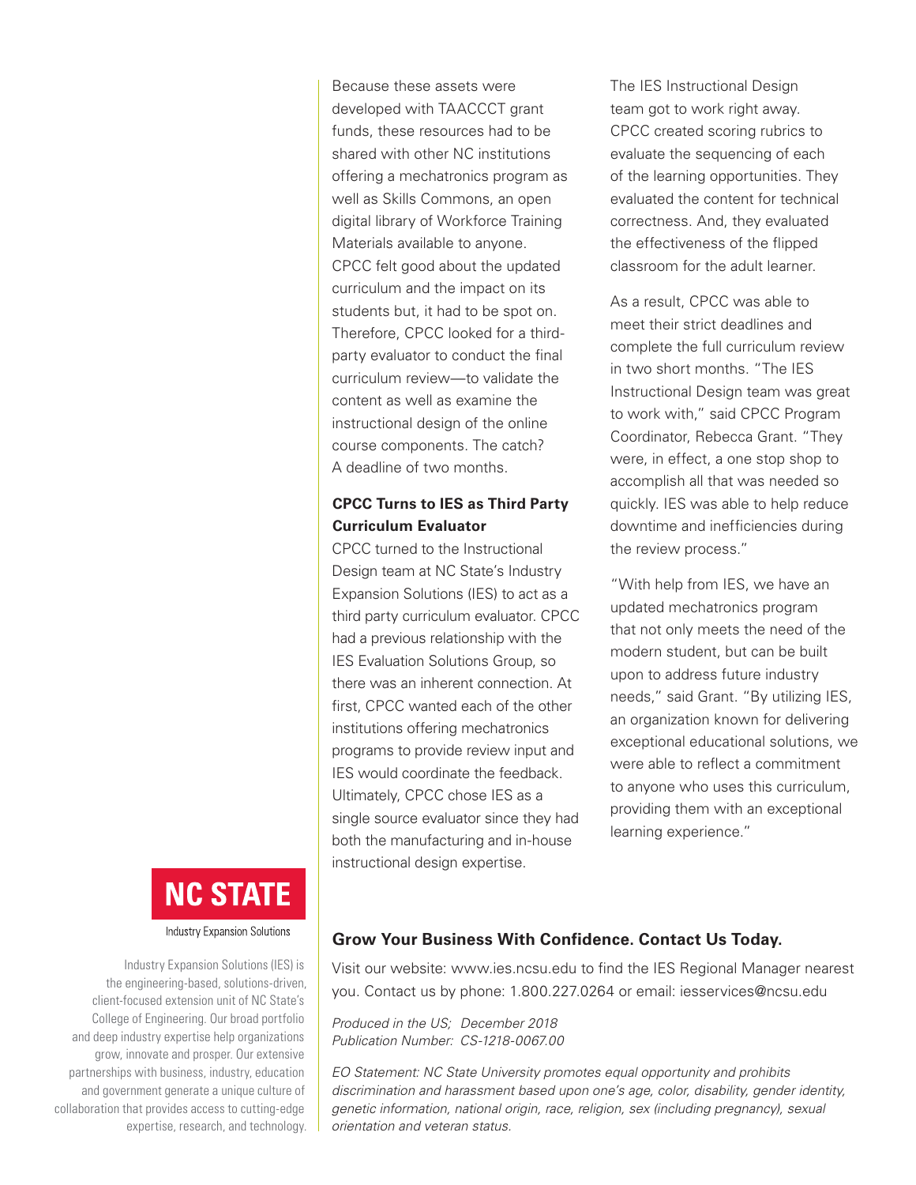Because these assets were developed with TAACCCT grant funds, these resources had to be shared with other NC institutions offering a mechatronics program as well as Skills Commons, an open digital library of Workforce Training Materials available to anyone. CPCC felt good about the updated curriculum and the impact on its students but, it had to be spot on. Therefore, CPCC looked for a third-party evaluator to conduct the final curriculum review—to validate the content as well as examine the instructional design of the online course components. The catch? A deadline of two months.

**CPCC Turns to IES as Third Party Curriculum Evaluator**

CPCC turned to the Instructional Design team at NC State's Industry Expansion Solutions (IES) to act as a third party curriculum evaluator. CPCC had a previous relationship with the IES Evaluation Solutions Group, so there was an inherent connection. At first, CPCC wanted each of the other institutions offering mechatronics programs to provide review input and IES would coordinate the feedback. Ultimately, CPCC chose IES as a single source evaluator since they had both the manufacturing and in-house instructional design expertise.

The IES Instructional Design team got to work right away. CPCC created scoring rubrics to evaluate the sequencing of each of the learning opportunities. They evaluated the content for technical correctness. And, they evaluated the effectiveness of the flipped classroom for the adult learner.

As a result, CPCC was able to meet their strict deadlines and complete the full curriculum review in two short months. "The IES Instructional Design team was great to work with," said CPCC Program Coordinator, Rebecca Grant. "They were, in effect, a one stop shop to accomplish all that was needed so quickly. IES was able to help reduce downtime and inefficiencies during the review process."

"With help from IES, we have an updated mechatronics program that not only meets the need of the modern student, but can be built upon to address future industry needs," said Grant. "By utilizing IES, an organization known for delivering exceptional educational solutions, we were able to reflect a commitment to anyone who uses this curriculum, providing them with an exceptional learning experience."

**NC STATE**
Industry Expansion Solutions

Industry Expansion Solutions (IES) is the engineering-based, solutions-driven, client-focused extension unit of NC State's College of Engineering. Our broad portfolio and deep industry expertise help organizations grow, innovate and prosper. Our extensive partnerships with business, industry, education and government generate a unique culture of collaboration that provides access to cutting-edge expertise, research, and technology.

**Grow Your Business With Confidence. Contact Us Today.**

Visit our website: www.ies.ncsu.edu to find the IES Regional Manager nearest you. Contact us by phone: 1.800.227.0264 or email: iesservices@ncsu.edu

*Produced in the US; December 2018*
*Publication Number: CS-1218-0067.00*

*EO Statement: NC State University promotes equal opportunity and prohibits discrimination and harassment based upon one's age, color, disability, gender identity, genetic information, national origin, race, religion, sex (including pregnancy), sexual orientation and veteran status.*